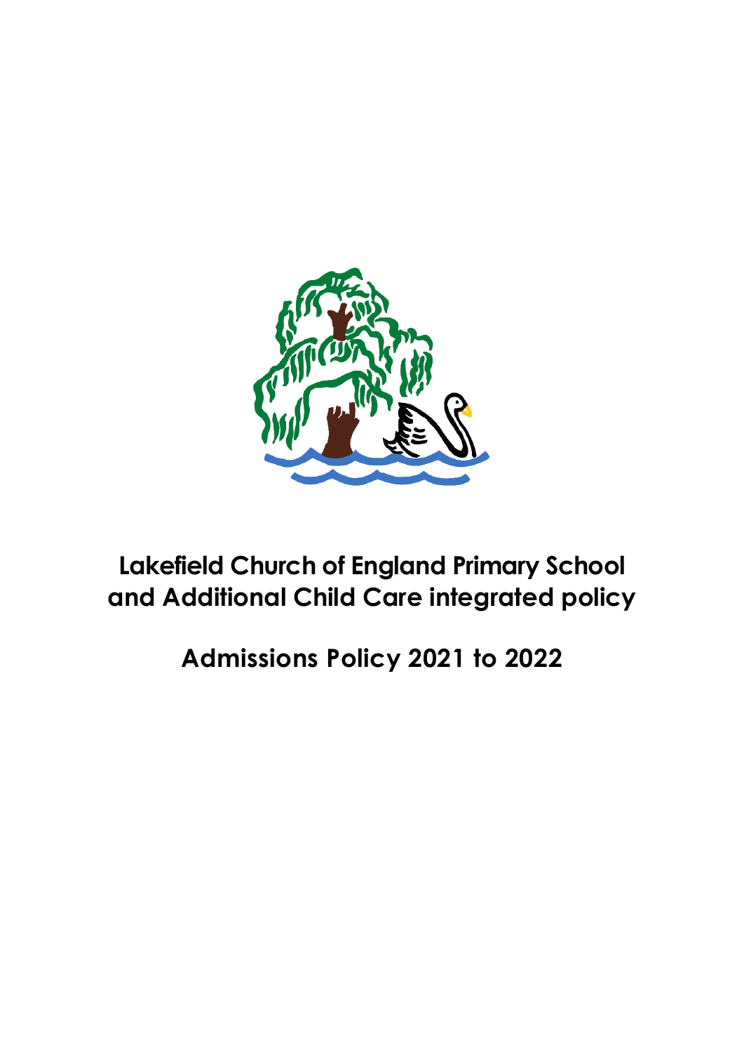# Lakefield Church of England Primary School and Additional Child Care integrated policy

## Admissions Policy 2021 to 2022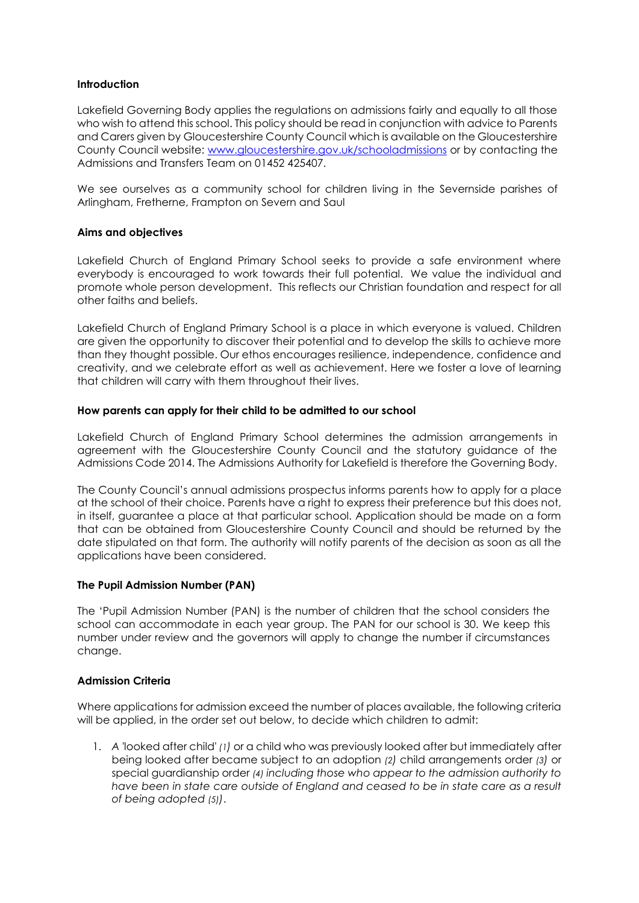### Introduction

Lakefield Governing Body applies the regulations on admissions fairly and equally to all those who wish to attend this school. This policy should be read in conjunction with advice to Parents and Carers given by Gloucestershire County Council which is available on the Gloucestershire County Council website: [www.gloucestershire.gov.uk/schooladmissions](http://www.gloucestershire.gov.uk/schooladmissions) or by contacting the Admissions and Transfers Team on 01452 425407.

We see ourselves as a community school for children living in the Severnside parishes of Arlingham, Fretherne, Frampton on Severn and Saul

### Aims and objectives

Lakefield Church of England Primary School seeks to provide a safe environment where everybody is encouraged to work towards their full potential. We value the individual and promote whole person development. This reflects our Christian foundation and respect for all other faiths and beliefs.

Lakefield Church of England Primary School is a place in which everyone is valued. Children are given the opportunity to discover their potential and to develop the skills to achieve more than they thought possible. Our ethos encourages resilience, independence, confidence and creativity, and we celebrate effort as well as achievement. Here we foster a love of learning that children will carry with them throughout their lives.

### How parents can apply for their child to be admitted to our school

Lakefield Church of England Primary School determines the admission arrangements in agreement with the Gloucestershire County Council and the statutory guidance of the Admissions Code 2014. The Admissions Authority for Lakefield is therefore the Governing Body.

The County Council's annual admissions prospectus informs parents how to apply for a place at the school of their choice. Parents have a right to express their preference but this does not, in itself, guarantee a place at that particular school. Application should be made on a form that can be obtained from Gloucestershire County Council and should be returned by the date stipulated on that form. The authority will notify parents of the decision as soon as all the applications have been considered.

### The Pupil Admission Number (PAN)

The 'Pupil Admission Number (PAN) is the number of children that the school considers the school can accommodate in each year group. The PAN for our school is 30. We keep this number under review and the governors will apply to change the number if circumstances change.

### Admission Criteria

Where applications for admission exceed the number of places available, the following criteria will be applied, in the order set out below, to decide which children to admit:

1. A 'looked after child' *(1)* or a child who was previously looked after but immediately after being looked after became subject to an adoption *(2)* child arrangements order *(3)* or special guardianship order *(4) including those who appear to the admission authority to have been in state care outside of England and ceased to be in state care as a result of being adopted (5))*.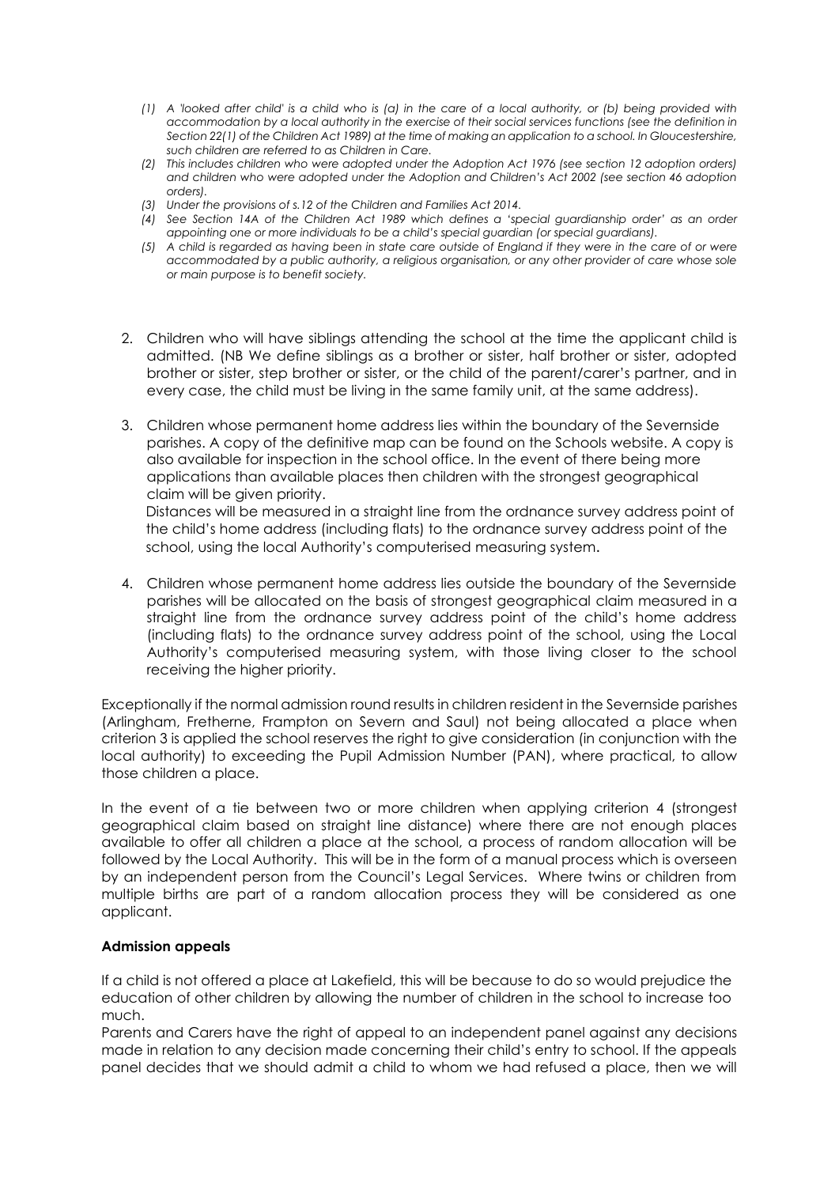*(1) A 'looked after child' is a child who is (a) in the care of a local authority, or (b) being provided with accommodation by a local authority in the exercise of their social services functions (see the definition in Section 22(1) of the Children Act 1989) at the time of making an application to a school. In Gloucestershire, such children are referred to as Children in Care.*

*(2) This includes children who were adopted under the Adoption Act 1976 (see section 12 adoption orders) and children who were adopted under the Adoption and Children's Act 2002 (see section 46 adoption orders).*

*(3) Under the provisions of s.12 of the Children and Families Act 2014.*

*(4) See Section 14A of the Children Act 1989 which defines a 'special guardianship order' as an order appointing one or more individuals to be a child's special guardian (or special guardians).*

*(5) A child is regarded as having been in state care outside of England if they were in the care of or were accommodated by a public authority, a religious organisation, or any other provider of care whose sole or main purpose is to benefit society.*

2. Children who will have siblings attending the school at the time the applicant child is admitted. (NB We define siblings as a brother or sister, half brother or sister, adopted brother or sister, step brother or sister, or the child of the parent/carer's partner, and in every case, the child must be living in the same family unit, at the same address).

3. Children whose permanent home address lies within the boundary of the Severnside parishes. A copy of the definitive map can be found on the Schools website. A copy is also available for inspection in the school office. In the event of there being more applications than available places then children with the strongest geographical claim will be given priority.
   Distances will be measured in a straight line from the ordnance survey address point of the child's home address (including flats) to the ordnance survey address point of the school, using the local Authority's computerised measuring system.

4. Children whose permanent home address lies outside the boundary of the Severnside parishes will be allocated on the basis of strongest geographical claim measured in a straight line from the ordnance survey address point of the child's home address (including flats) to the ordnance survey address point of the school, using the Local Authority's computerised measuring system, with those living closer to the school receiving the higher priority.

Exceptionally if the normal admission round results in children resident in the Severnside parishes (Arlingham, Fretherne, Frampton on Severn and Saul) not being allocated a place when criterion 3 is applied the school reserves the right to give consideration (in conjunction with the local authority) to exceeding the Pupil Admission Number (PAN), where practical, to allow those children a place.

In the event of a tie between two or more children when applying criterion 4 (strongest geographical claim based on straight line distance) where there are not enough places available to offer all children a place at the school, a process of random allocation will be followed by the Local Authority. This will be in the form of a manual process which is overseen by an independent person from the Council's Legal Services. Where twins or children from multiple births are part of a random allocation process they will be considered as one applicant.

**Admission appeals**

If a child is not offered a place at Lakefield, this will be because to do so would prejudice the education of other children by allowing the number of children in the school to increase too much.

Parents and Carers have the right of appeal to an independent panel against any decisions made in relation to any decision made concerning their child's entry to school. If the appeals panel decides that we should admit a child to whom we had refused a place, then we will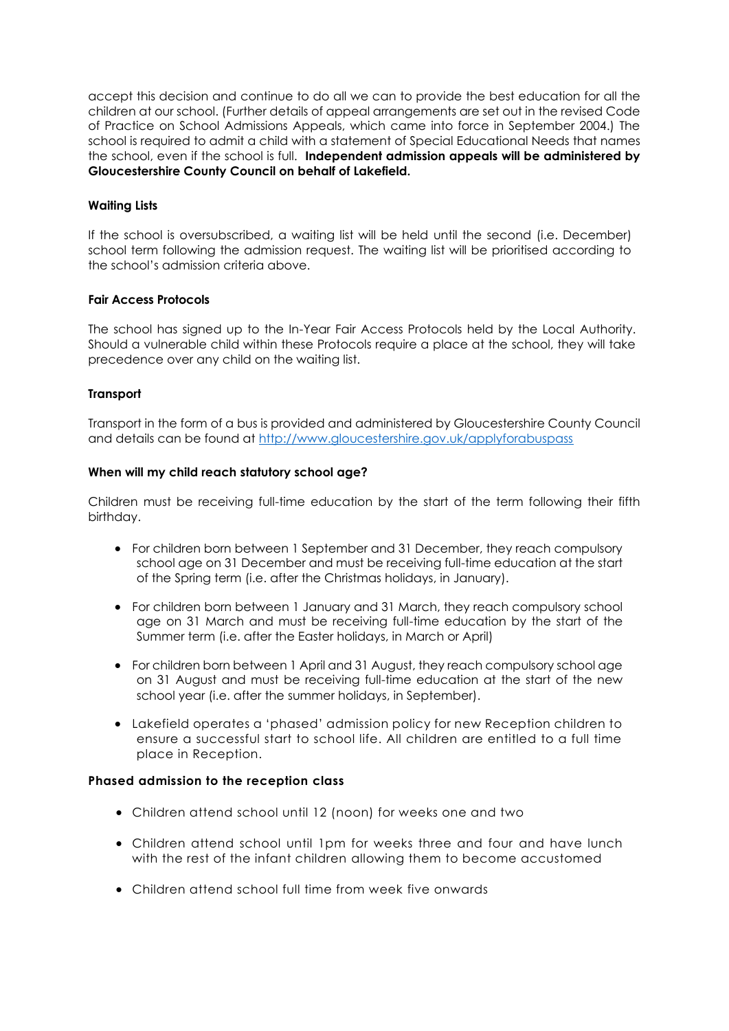accept this decision and continue to do all we can to provide the best education for all the children at our school. (Further details of appeal arrangements are set out in the revised Code of Practice on School Admissions Appeals, which came into force in September 2004.) The school is required to admit a child with a statement of Special Educational Needs that names the school, even if the school is full. **Independent admission appeals will be administered by Gloucestershire County Council on behalf of Lakefield.**

**Waiting Lists**

If the school is oversubscribed, a waiting list will be held until the second (i.e. December) school term following the admission request. The waiting list will be prioritised according to the school's admission criteria above.

**Fair Access Protocols**

The school has signed up to the In-Year Fair Access Protocols held by the Local Authority. Should a vulnerable child within these Protocols require a place at the school, they will take precedence over any child on the waiting list.

**Transport**

Transport in the form of a bus is provided and administered by Gloucestershire County Council and details can be found at [http://www.gloucestershire.gov.uk/applyforabuspass](http://www.gloucestershire.gov.uk/applyforabuspass)

**When will my child reach statutory school age?**

Children must be receiving full-time education by the start of the term following their fifth birthday.

- For children born between 1 September and 31 December, they reach compulsory school age on 31 December and must be receiving full-time education at the start of the Spring term (i.e. after the Christmas holidays, in January).
- For children born between 1 January and 31 March, they reach compulsory school age on 31 March and must be receiving full-time education by the start of the Summer term (i.e. after the Easter holidays, in March or April)
- For children born between 1 April and 31 August, they reach compulsory school age on 31 August and must be receiving full-time education at the start of the new school year (i.e. after the summer holidays, in September).
- Lakefield operates a 'phased' admission policy for new Reception children to ensure a successful start to school life. All children are entitled to a full time place in Reception.

**Phased admission to the reception class**

- Children attend school until 12 (noon) for weeks one and two
- Children attend school until 1pm for weeks three and four and have lunch with the rest of the infant children allowing them to become accustomed
- Children attend school full time from week five onwards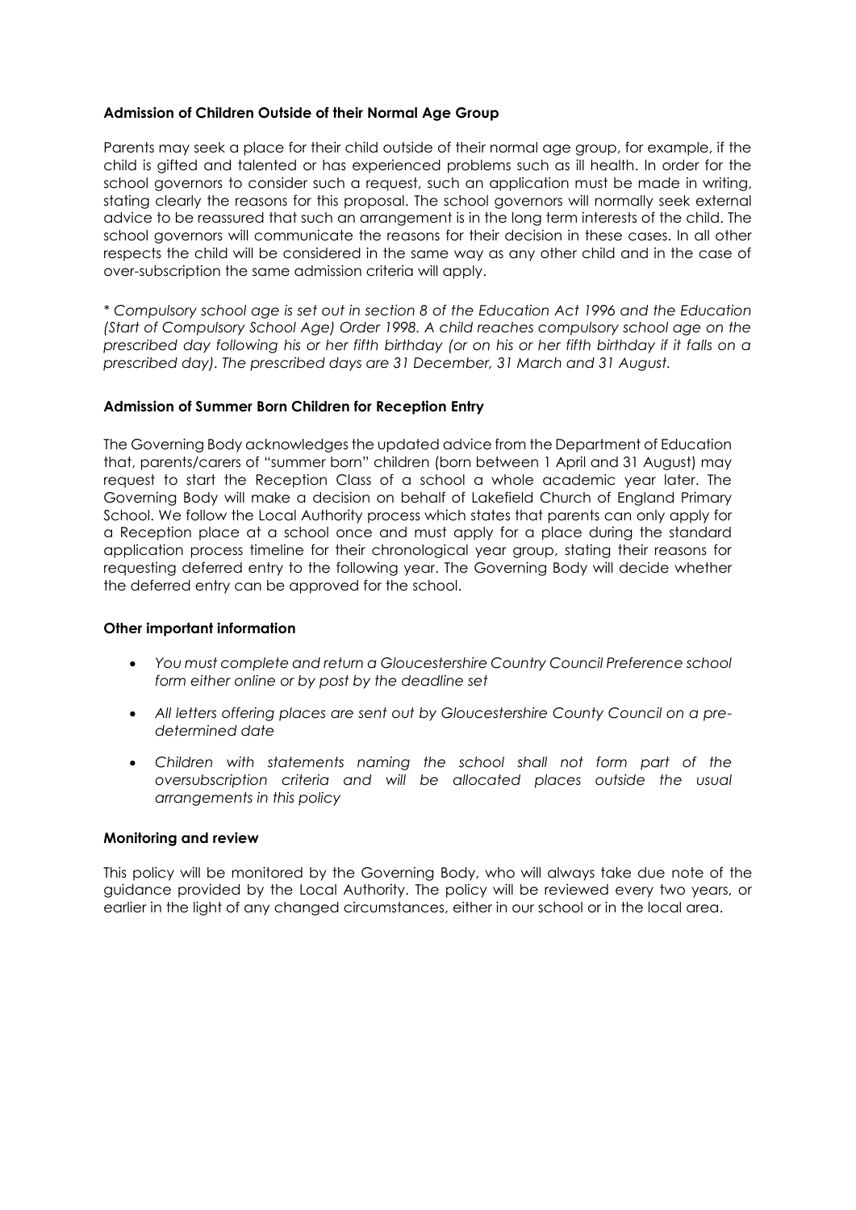**Admission of Children Outside of their Normal Age Group**

Parents may seek a place for their child outside of their normal age group, for example, if the child is gifted and talented or has experienced problems such as ill health. In order for the school governors to consider such a request, such an application must be made in writing, stating clearly the reasons for this proposal. The school governors will normally seek external advice to be reassured that such an arrangement is in the long term interests of the child. The school governors will communicate the reasons for their decision in these cases. In all other respects the child will be considered in the same way as any other child and in the case of over-subscription the same admission criteria will apply.

*\* Compulsory school age is set out in section 8 of the Education Act 1996 and the Education (Start of Compulsory School Age) Order 1998. A child reaches compulsory school age on the prescribed day following his or her fifth birthday (or on his or her fifth birthday if it falls on a prescribed day). The prescribed days are 31 December, 31 March and 31 August.*

**Admission of Summer Born Children for Reception Entry**

The Governing Body acknowledges the updated advice from the Department of Education that, parents/carers of "summer born" children (born between 1 April and 31 August) may request to start the Reception Class of a school a whole academic year later. The Governing Body will make a decision on behalf of Lakefield Church of England Primary School. We follow the Local Authority process which states that parents can only apply for a Reception place at a school once and must apply for a place during the standard application process timeline for their chronological year group, stating their reasons for requesting deferred entry to the following year. The Governing Body will decide whether the deferred entry can be approved for the school.

**Other important information**

- *You must complete and return a Gloucestershire Country Council Preference school form either online or by post by the deadline set*
- *All letters offering places are sent out by Gloucestershire County Council on a pre-determined date*
- *Children with statements naming the school shall not form part of the oversubscription criteria and will be allocated places outside the usual arrangements in this policy*

**Monitoring and review**

This policy will be monitored by the Governing Body, who will always take due note of the guidance provided by the Local Authority. The policy will be reviewed every two years, or earlier in the light of any changed circumstances, either in our school or in the local area.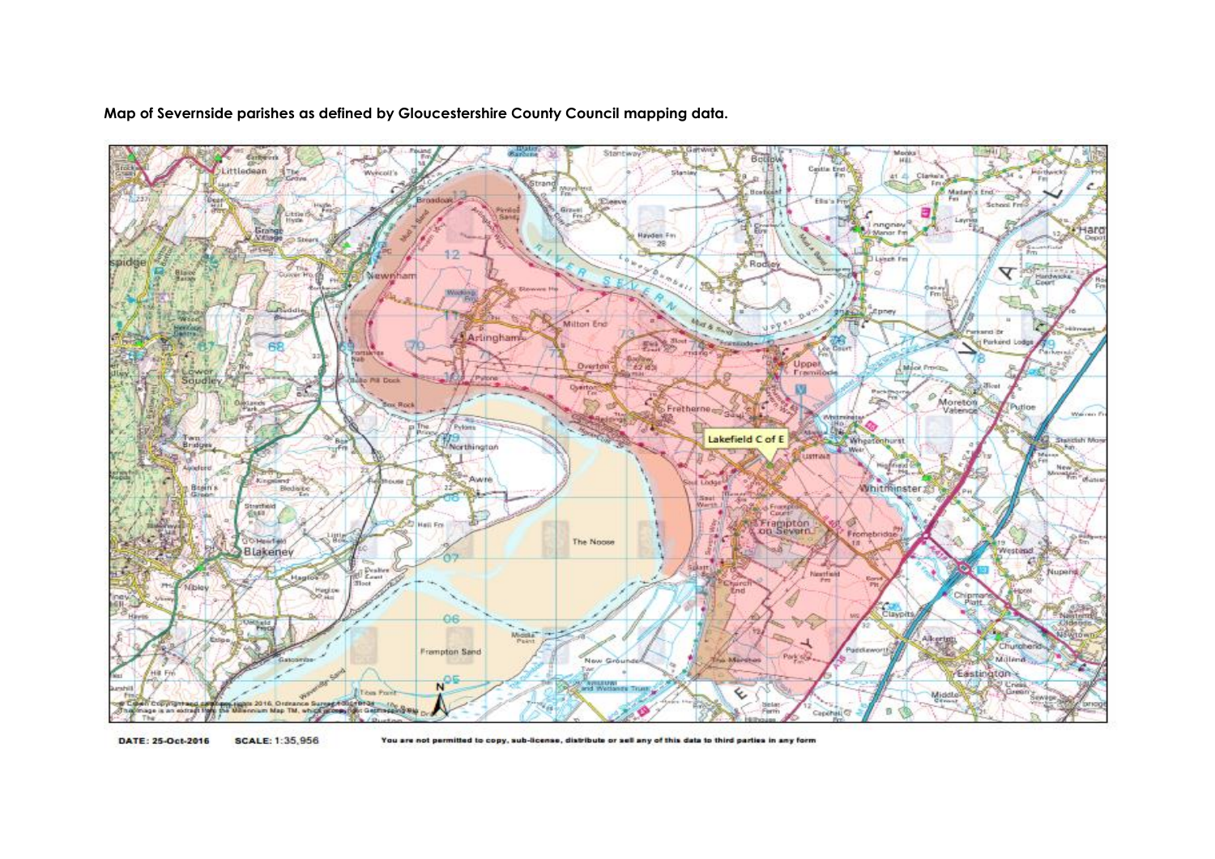**Map of Severnside parishes as defined by Gloucestershire County Council mapping data.**

Lakefield C of E

DATE: 25-Oct-2016 SCALE: 1:35,956

You are not permitted to copy, sub-license, distribute or sell any of this data to third parties in any form